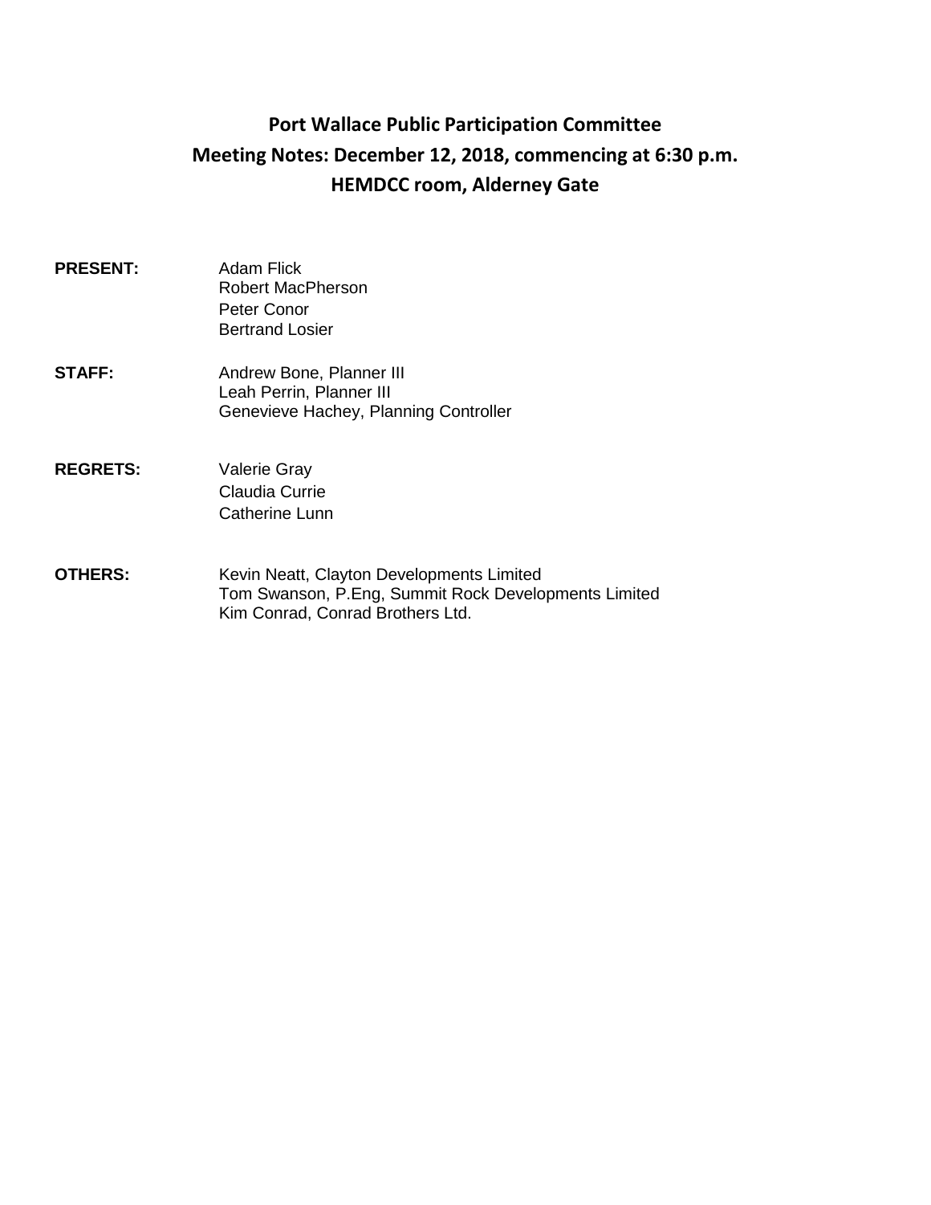# Port Wallace Public Participation Committee
## Meeting Notes: December 12, 2018, commencing at 6:30 p.m.
## HEMDCC room, Alderney Gate

**PRESENT:**
Adam Flick
Robert MacPherson
Peter Conor
Bertrand Losier

**STAFF:**
Andrew Bone, Planner III
Leah Perrin, Planner III
Genevieve Hachey, Planning Controller

**REGRETS:**
Valerie Gray
Claudia Currie
Catherine Lunn

**OTHERS:**
Kevin Neatt, Clayton Developments Limited
Tom Swanson, P.Eng, Summit Rock Developments Limited
Kim Conrad, Conrad Brothers Ltd.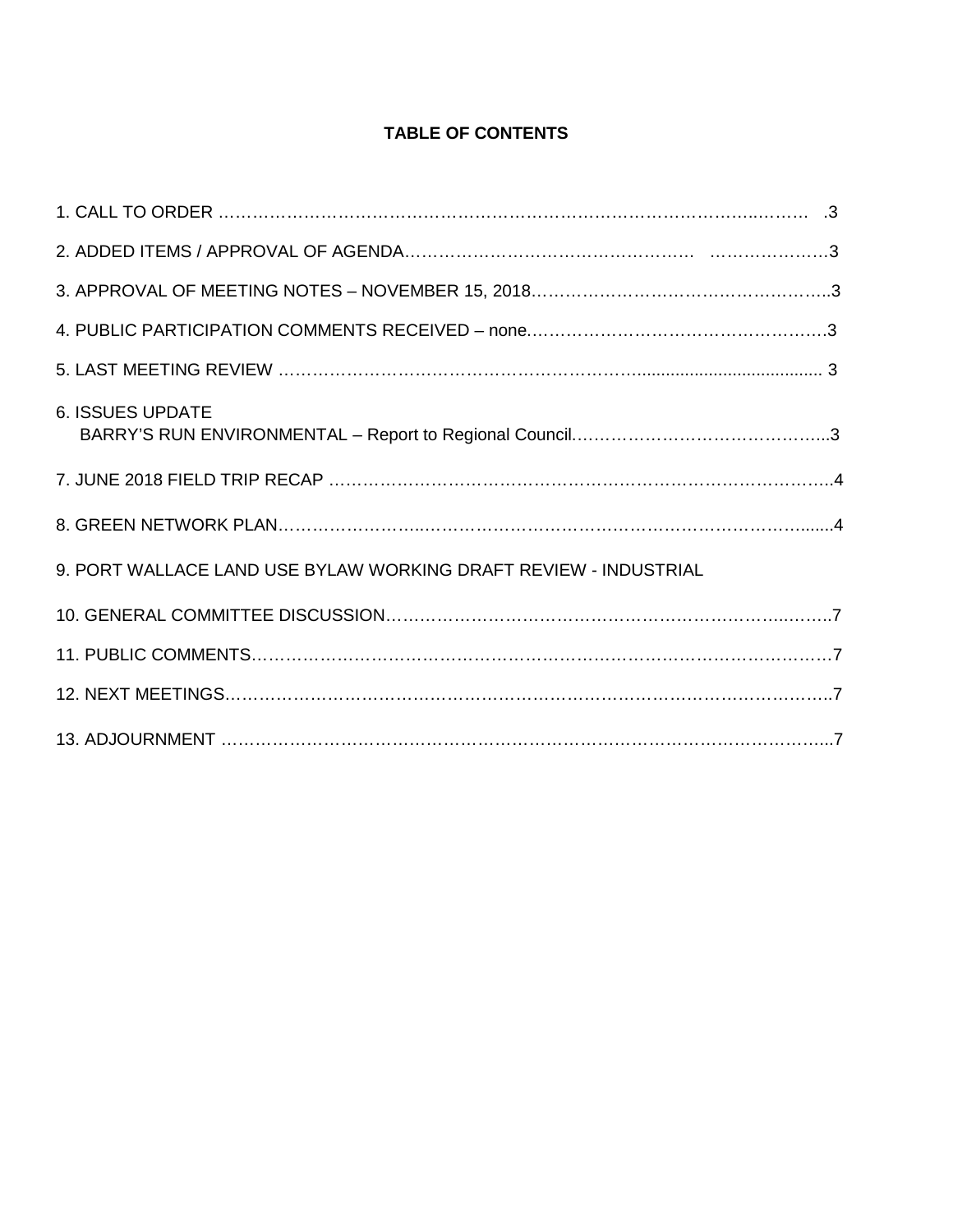**TABLE OF CONTENTS**

1. CALL TO ORDER ……………………………………………………………………………..……… .3

2. ADDED ITEMS / APPROVAL OF AGENDA…………………………………………… …………………3

3. APPROVAL OF MEETING NOTES – NOVEMBER 15, 2018……………………………………………..3

4. PUBLIC PARTICIPATION COMMENTS RECEIVED – none……………………………………………….3

5. LAST MEETING REVIEW …………………………………………………….......................................... 3

6. ISSUES UPDATE
   BARRY'S RUN ENVIRONMENTAL – Report to Regional Council……………………………………..3

7. JUNE 2018 FIELD TRIP RECAP ……………………………………………………………………………..4

8. GREEN NETWORK PLAN…………………...………………………………………………………….......4

9. PORT WALLACE LAND USE BYLAW WORKING DRAFT REVIEW - INDUSTRIAL

10. GENERAL COMMITTEE DISCUSSION……………………………………………………………..……..7

11. PUBLIC COMMENTS…………………………………………………………………………………………7

12. NEXT MEETINGS……………………………………………………………………………………………..7

13. ADJOURNMENT ……………………………………………………………………………………………...7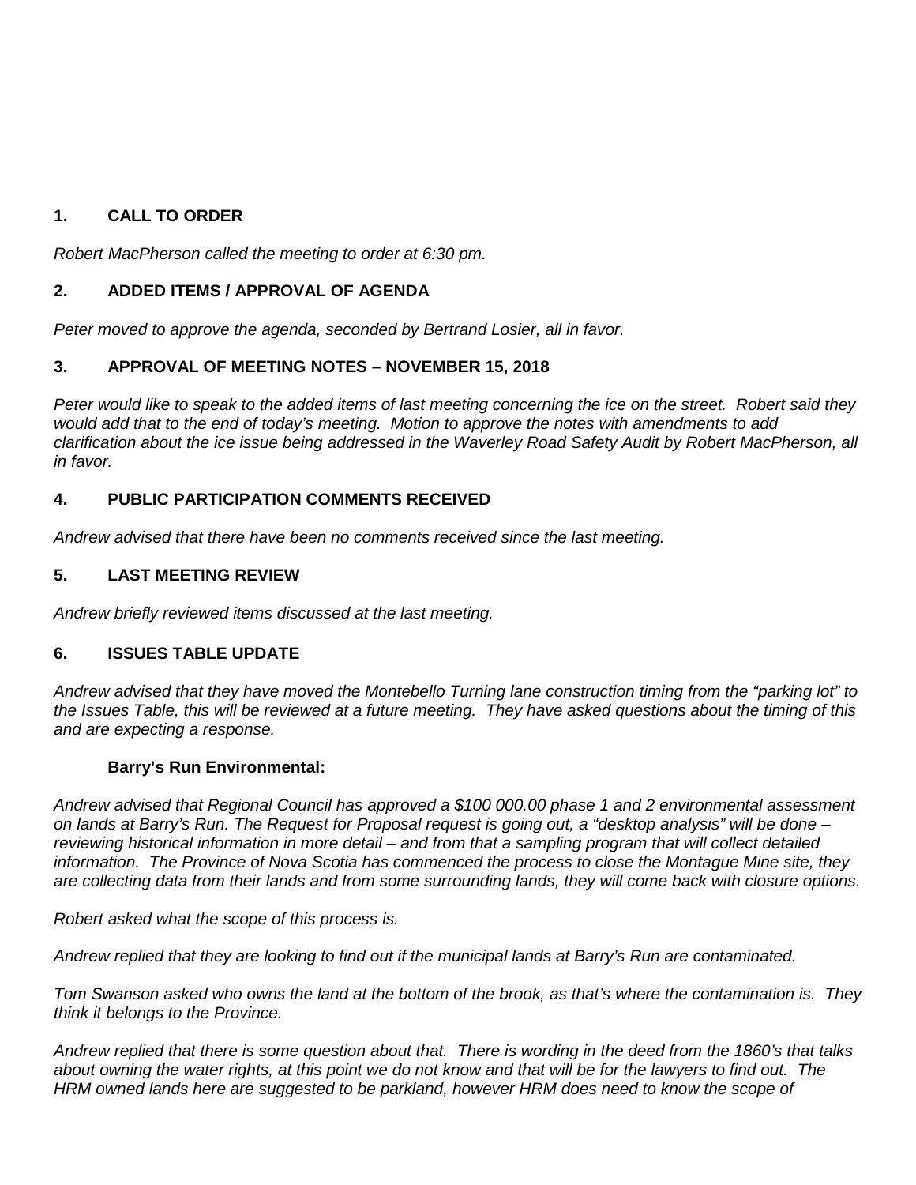## 1. CALL TO ORDER

*Robert MacPherson called the meeting to order at 6:30 pm.*

## 2. ADDED ITEMS / APPROVAL OF AGENDA

*Peter moved to approve the agenda, seconded by Bertrand Losier, all in favor.*

## 3. APPROVAL OF MEETING NOTES – NOVEMBER 15, 2018

*Peter would like to speak to the added items of last meeting concerning the ice on the street. Robert said they would add that to the end of today's meeting. Motion to approve the notes with amendments to add clarification about the ice issue being addressed in the Waverley Road Safety Audit by Robert MacPherson, all in favor.*

## 4. PUBLIC PARTICIPATION COMMENTS RECEIVED

*Andrew advised that there have been no comments received since the last meeting.*

## 5. LAST MEETING REVIEW

*Andrew briefly reviewed items discussed at the last meeting.*

## 6. ISSUES TABLE UPDATE

*Andrew advised that they have moved the Montebello Turning lane construction timing from the "parking lot" to the Issues Table, this will be reviewed at a future meeting. They have asked questions about the timing of this and are expecting a response.*

### Barry's Run Environmental:

*Andrew advised that Regional Council has approved a $100 000.00 phase 1 and 2 environmental assessment on lands at Barry's Run. The Request for Proposal request is going out, a "desktop analysis" will be done – reviewing historical information in more detail – and from that a sampling program that will collect detailed information. The Province of Nova Scotia has commenced the process to close the Montague Mine site, they are collecting data from their lands and from some surrounding lands, they will come back with closure options.*

*Robert asked what the scope of this process is.*

*Andrew replied that they are looking to find out if the municipal lands at Barry's Run are contaminated.*

*Tom Swanson asked who owns the land at the bottom of the brook, as that's where the contamination is. They think it belongs to the Province.*

*Andrew replied that there is some question about that. There is wording in the deed from the 1860's that talks about owning the water rights, at this point we do not know and that will be for the lawyers to find out. The HRM owned lands here are suggested to be parkland, however HRM does need to know the scope of*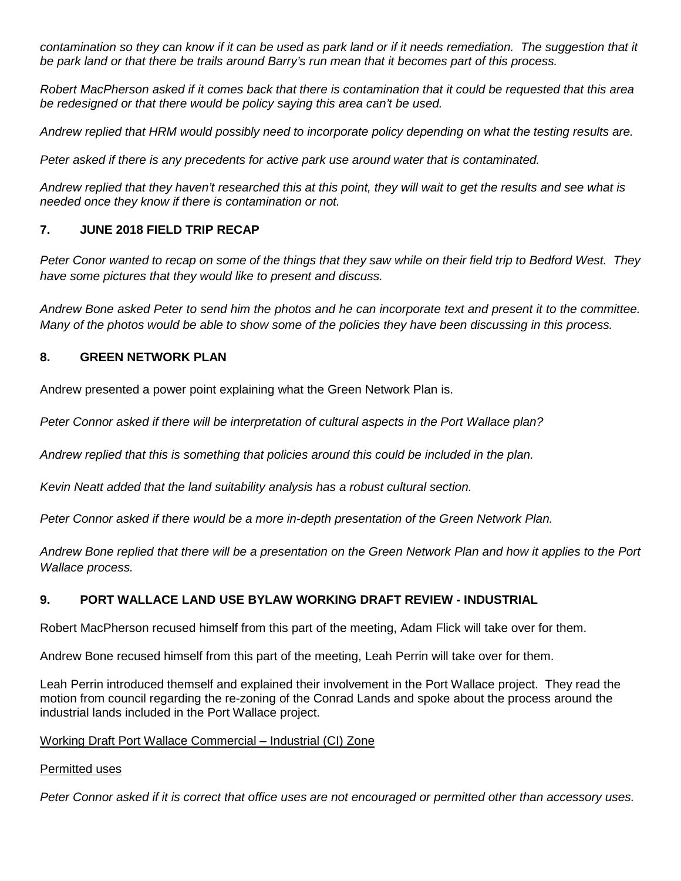*contamination so they can know if it can be used as park land or if it needs remediation. The suggestion that it be park land or that there be trails around Barry's run mean that it becomes part of this process.*

*Robert MacPherson asked if it comes back that there is contamination that it could be requested that this area be redesigned or that there would be policy saying this area can't be used.*

*Andrew replied that HRM would possibly need to incorporate policy depending on what the testing results are.*

*Peter asked if there is any precedents for active park use around water that is contaminated.*

*Andrew replied that they haven't researched this at this point, they will wait to get the results and see what is needed once they know if there is contamination or not.*

## 7. JUNE 2018 FIELD TRIP RECAP

*Peter Conor wanted to recap on some of the things that they saw while on their field trip to Bedford West. They have some pictures that they would like to present and discuss.*

*Andrew Bone asked Peter to send him the photos and he can incorporate text and present it to the committee. Many of the photos would be able to show some of the policies they have been discussing in this process.*

## 8. GREEN NETWORK PLAN

Andrew presented a power point explaining what the Green Network Plan is.

*Peter Connor asked if there will be interpretation of cultural aspects in the Port Wallace plan?*

*Andrew replied that this is something that policies around this could be included in the plan.*

*Kevin Neatt added that the land suitability analysis has a robust cultural section.*

*Peter Connor asked if there would be a more in-depth presentation of the Green Network Plan.*

*Andrew Bone replied that there will be a presentation on the Green Network Plan and how it applies to the Port Wallace process.*

## 9. PORT WALLACE LAND USE BYLAW WORKING DRAFT REVIEW - INDUSTRIAL

Robert MacPherson recused himself from this part of the meeting, Adam Flick will take over for them.

Andrew Bone recused himself from this part of the meeting, Leah Perrin will take over for them.

Leah Perrin introduced themself and explained their involvement in the Port Wallace project. They read the motion from council regarding the re-zoning of the Conrad Lands and spoke about the process around the industrial lands included in the Port Wallace project.

<u>Working Draft Port Wallace Commercial – Industrial (CI) Zone</u>

<u>Permitted uses</u>

*Peter Connor asked if it is correct that office uses are not encouraged or permitted other than accessory uses.*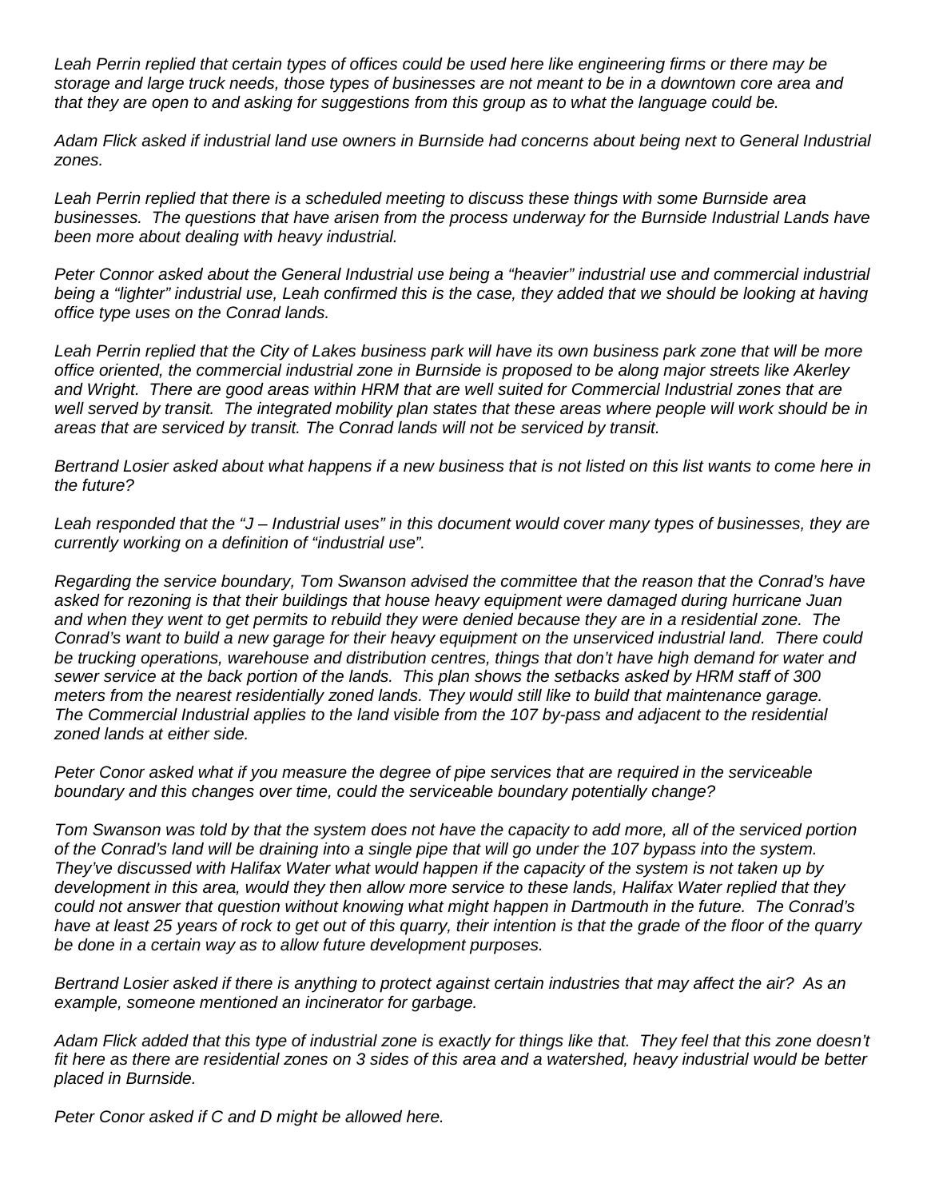*Leah Perrin replied that certain types of offices could be used here like engineering firms or there may be storage and large truck needs, those types of businesses are not meant to be in a downtown core area and that they are open to and asking for suggestions from this group as to what the language could be.*

*Adam Flick asked if industrial land use owners in Burnside had concerns about being next to General Industrial zones.*

*Leah Perrin replied that there is a scheduled meeting to discuss these things with some Burnside area businesses. The questions that have arisen from the process underway for the Burnside Industrial Lands have been more about dealing with heavy industrial.*

*Peter Connor asked about the General Industrial use being a "heavier" industrial use and commercial industrial being a "lighter" industrial use, Leah confirmed this is the case, they added that we should be looking at having office type uses on the Conrad lands.*

*Leah Perrin replied that the City of Lakes business park will have its own business park zone that will be more office oriented, the commercial industrial zone in Burnside is proposed to be along major streets like Akerley and Wright. There are good areas within HRM that are well suited for Commercial Industrial zones that are well served by transit. The integrated mobility plan states that these areas where people will work should be in areas that are serviced by transit. The Conrad lands will not be serviced by transit.*

*Bertrand Losier asked about what happens if a new business that is not listed on this list wants to come here in the future?*

*Leah responded that the "J – Industrial uses" in this document would cover many types of businesses, they are currently working on a definition of "industrial use".*

*Regarding the service boundary, Tom Swanson advised the committee that the reason that the Conrad's have asked for rezoning is that their buildings that house heavy equipment were damaged during hurricane Juan and when they went to get permits to rebuild they were denied because they are in a residential zone. The Conrad's want to build a new garage for their heavy equipment on the unserviced industrial land. There could be trucking operations, warehouse and distribution centres, things that don't have high demand for water and sewer service at the back portion of the lands. This plan shows the setbacks asked by HRM staff of 300 meters from the nearest residentially zoned lands. They would still like to build that maintenance garage. The Commercial Industrial applies to the land visible from the 107 by-pass and adjacent to the residential zoned lands at either side.*

*Peter Conor asked what if you measure the degree of pipe services that are required in the serviceable boundary and this changes over time, could the serviceable boundary potentially change?*

*Tom Swanson was told by that the system does not have the capacity to add more, all of the serviced portion of the Conrad's land will be draining into a single pipe that will go under the 107 bypass into the system. They've discussed with Halifax Water what would happen if the capacity of the system is not taken up by development in this area, would they then allow more service to these lands, Halifax Water replied that they could not answer that question without knowing what might happen in Dartmouth in the future. The Conrad's have at least 25 years of rock to get out of this quarry, their intention is that the grade of the floor of the quarry be done in a certain way as to allow future development purposes.*

*Bertrand Losier asked if there is anything to protect against certain industries that may affect the air? As an example, someone mentioned an incinerator for garbage.*

*Adam Flick added that this type of industrial zone is exactly for things like that. They feel that this zone doesn't fit here as there are residential zones on 3 sides of this area and a watershed, heavy industrial would be better placed in Burnside.*

*Peter Conor asked if C and D might be allowed here.*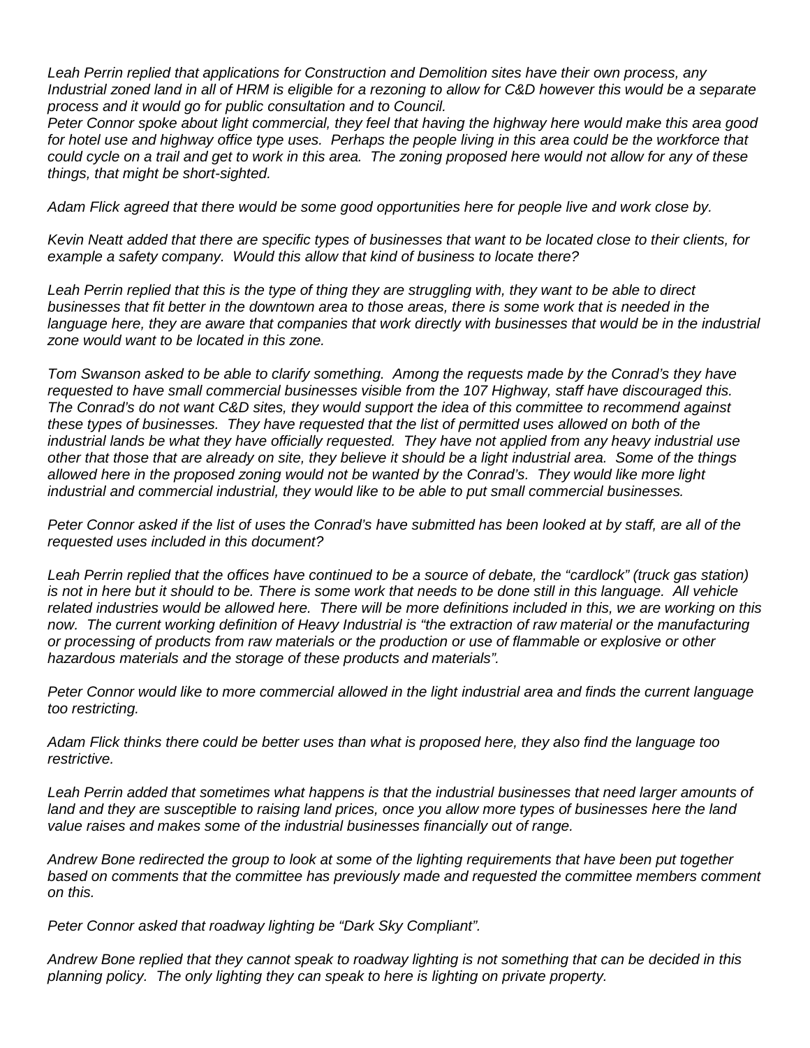*Leah Perrin replied that applications for Construction and Demolition sites have their own process, any Industrial zoned land in all of HRM is eligible for a rezoning to allow for C&D however this would be a separate process and it would go for public consultation and to Council.*
*Peter Connor spoke about light commercial, they feel that having the highway here would make this area good for hotel use and highway office type uses. Perhaps the people living in this area could be the workforce that could cycle on a trail and get to work in this area. The zoning proposed here would not allow for any of these things, that might be short-sighted.*

*Adam Flick agreed that there would be some good opportunities here for people live and work close by.*

*Kevin Neatt added that there are specific types of businesses that want to be located close to their clients, for example a safety company. Would this allow that kind of business to locate there?*

*Leah Perrin replied that this is the type of thing they are struggling with, they want to be able to direct businesses that fit better in the downtown area to those areas, there is some work that is needed in the language here, they are aware that companies that work directly with businesses that would be in the industrial zone would want to be located in this zone.*

*Tom Swanson asked to be able to clarify something. Among the requests made by the Conrad's they have requested to have small commercial businesses visible from the 107 Highway, staff have discouraged this. The Conrad's do not want C&D sites, they would support the idea of this committee to recommend against these types of businesses. They have requested that the list of permitted uses allowed on both of the industrial lands be what they have officially requested. They have not applied from any heavy industrial use other that those that are already on site, they believe it should be a light industrial area. Some of the things allowed here in the proposed zoning would not be wanted by the Conrad's. They would like more light industrial and commercial industrial, they would like to be able to put small commercial businesses.*

*Peter Connor asked if the list of uses the Conrad's have submitted has been looked at by staff, are all of the requested uses included in this document?*

*Leah Perrin replied that the offices have continued to be a source of debate, the "cardlock" (truck gas station) is not in here but it should to be. There is some work that needs to be done still in this language. All vehicle related industries would be allowed here. There will be more definitions included in this, we are working on this now. The current working definition of Heavy Industrial is "the extraction of raw material or the manufacturing or processing of products from raw materials or the production or use of flammable or explosive or other hazardous materials and the storage of these products and materials".*

*Peter Connor would like to more commercial allowed in the light industrial area and finds the current language too restricting.*

*Adam Flick thinks there could be better uses than what is proposed here, they also find the language too restrictive.*

*Leah Perrin added that sometimes what happens is that the industrial businesses that need larger amounts of land and they are susceptible to raising land prices, once you allow more types of businesses here the land value raises and makes some of the industrial businesses financially out of range.*

*Andrew Bone redirected the group to look at some of the lighting requirements that have been put together based on comments that the committee has previously made and requested the committee members comment on this.*

*Peter Connor asked that roadway lighting be "Dark Sky Compliant".*

*Andrew Bone replied that they cannot speak to roadway lighting is not something that can be decided in this planning policy. The only lighting they can speak to here is lighting on private property.*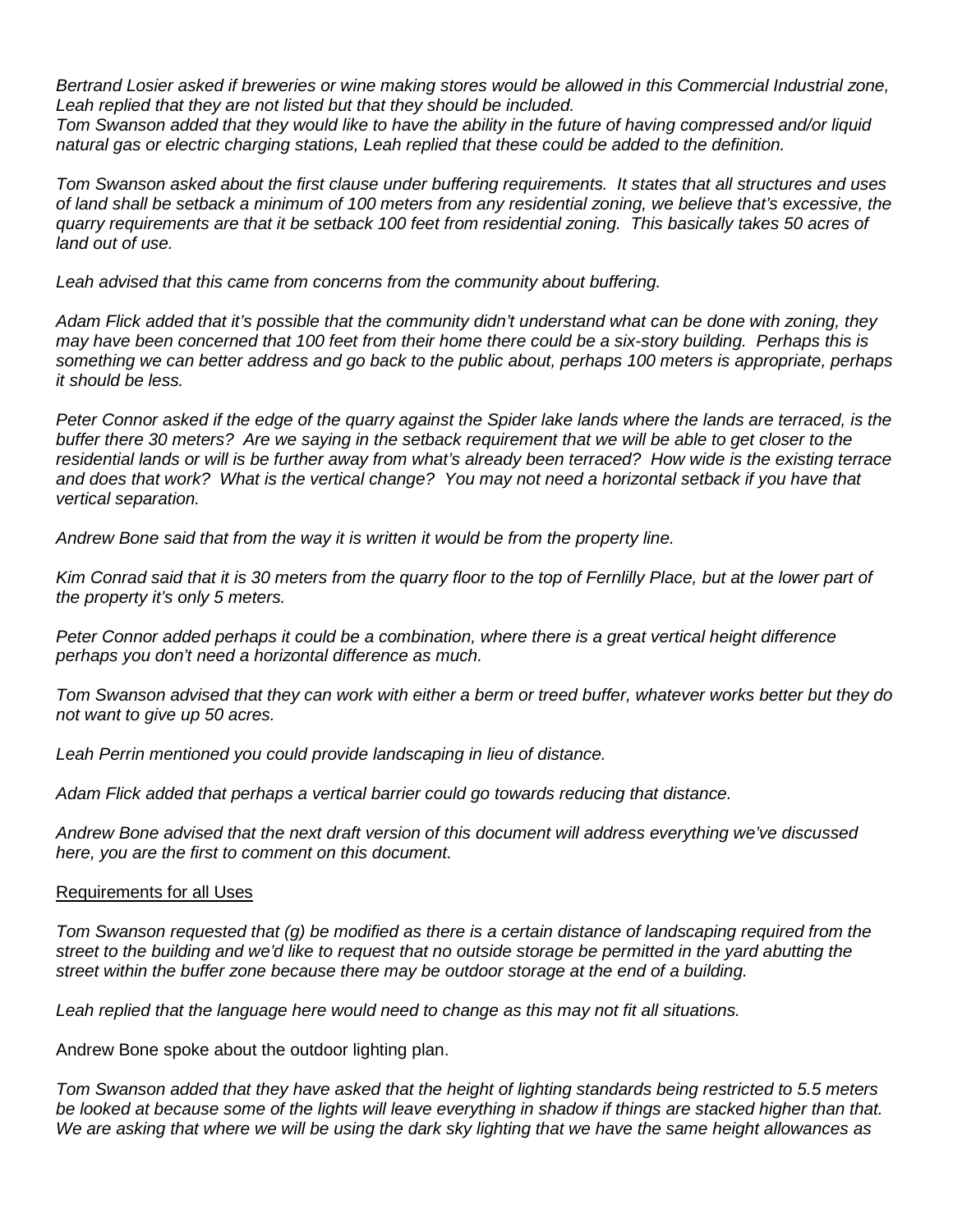*Bertrand Losier asked if breweries or wine making stores would be allowed in this Commercial Industrial zone, Leah replied that they are not listed but that they should be included.*
*Tom Swanson added that they would like to have the ability in the future of having compressed and/or liquid natural gas or electric charging stations, Leah replied that these could be added to the definition.*

*Tom Swanson asked about the first clause under buffering requirements. It states that all structures and uses of land shall be setback a minimum of 100 meters from any residential zoning, we believe that's excessive, the quarry requirements are that it be setback 100 feet from residential zoning. This basically takes 50 acres of land out of use.*

*Leah advised that this came from concerns from the community about buffering.*

*Adam Flick added that it's possible that the community didn't understand what can be done with zoning, they may have been concerned that 100 feet from their home there could be a six-story building. Perhaps this is something we can better address and go back to the public about, perhaps 100 meters is appropriate, perhaps it should be less.*

*Peter Connor asked if the edge of the quarry against the Spider lake lands where the lands are terraced, is the buffer there 30 meters? Are we saying in the setback requirement that we will be able to get closer to the residential lands or will is be further away from what's already been terraced? How wide is the existing terrace and does that work? What is the vertical change? You may not need a horizontal setback if you have that vertical separation.*

*Andrew Bone said that from the way it is written it would be from the property line.*

*Kim Conrad said that it is 30 meters from the quarry floor to the top of Fernlilly Place, but at the lower part of the property it's only 5 meters.*

*Peter Connor added perhaps it could be a combination, where there is a great vertical height difference perhaps you don't need a horizontal difference as much.*

*Tom Swanson advised that they can work with either a berm or treed buffer, whatever works better but they do not want to give up 50 acres.*

*Leah Perrin mentioned you could provide landscaping in lieu of distance.*

*Adam Flick added that perhaps a vertical barrier could go towards reducing that distance.*

*Andrew Bone advised that the next draft version of this document will address everything we've discussed here, you are the first to comment on this document.*

<u>Requirements for all Uses</u>

*Tom Swanson requested that (g) be modified as there is a certain distance of landscaping required from the street to the building and we'd like to request that no outside storage be permitted in the yard abutting the street within the buffer zone because there may be outdoor storage at the end of a building.*

*Leah replied that the language here would need to change as this may not fit all situations.*

Andrew Bone spoke about the outdoor lighting plan.

*Tom Swanson added that they have asked that the height of lighting standards being restricted to 5.5 meters be looked at because some of the lights will leave everything in shadow if things are stacked higher than that. We are asking that where we will be using the dark sky lighting that we have the same height allowances as*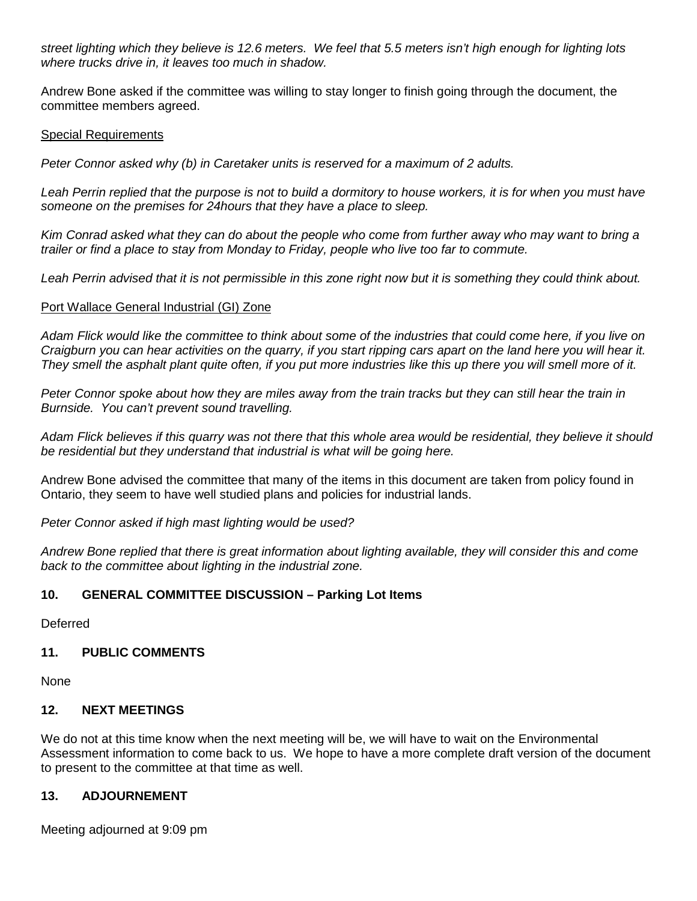*street lighting which they believe is 12.6 meters. We feel that 5.5 meters isn't high enough for lighting lots where trucks drive in, it leaves too much in shadow.*

Andrew Bone asked if the committee was willing to stay longer to finish going through the document, the committee members agreed.

Special Requirements

*Peter Connor asked why (b) in Caretaker units is reserved for a maximum of 2 adults.*

*Leah Perrin replied that the purpose is not to build a dormitory to house workers, it is for when you must have someone on the premises for 24hours that they have a place to sleep.*

*Kim Conrad asked what they can do about the people who come from further away who may want to bring a trailer or find a place to stay from Monday to Friday, people who live too far to commute.*

*Leah Perrin advised that it is not permissible in this zone right now but it is something they could think about.*

Port Wallace General Industrial (GI) Zone

*Adam Flick would like the committee to think about some of the industries that could come here, if you live on Craigburn you can hear activities on the quarry, if you start ripping cars apart on the land here you will hear it. They smell the asphalt plant quite often, if you put more industries like this up there you will smell more of it.*

*Peter Connor spoke about how they are miles away from the train tracks but they can still hear the train in Burnside. You can't prevent sound travelling.*

*Adam Flick believes if this quarry was not there that this whole area would be residential, they believe it should be residential but they understand that industrial is what will be going here.*

Andrew Bone advised the committee that many of the items in this document are taken from policy found in Ontario, they seem to have well studied plans and policies for industrial lands.

*Peter Connor asked if high mast lighting would be used?*

*Andrew Bone replied that there is great information about lighting available, they will consider this and come back to the committee about lighting in the industrial zone.*

## 10. GENERAL COMMITTEE DISCUSSION – Parking Lot Items

Deferred

## 11. PUBLIC COMMENTS

None

## 12. NEXT MEETINGS

We do not at this time know when the next meeting will be, we will have to wait on the Environmental Assessment information to come back to us. We hope to have a more complete draft version of the document to present to the committee at that time as well.

## 13. ADJOURNEMENT

Meeting adjourned at 9:09 pm